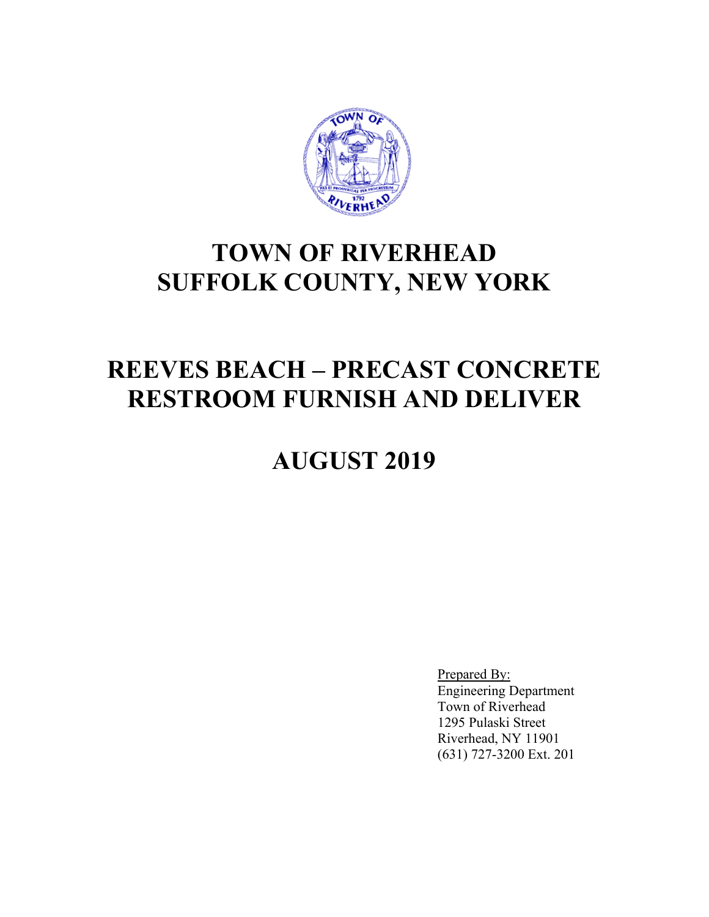# TOWN OF RIVERHEAD
# SUFFOLK COUNTY, NEW YORK

# REEVES BEACH – PRECAST CONCRETE RESTROOM FURNISH AND DELIVER

# AUGUST 2019

Prepared By:
Engineering Department
Town of Riverhead
1295 Pulaski Street
Riverhead, NY 11901
(631) 727-3200 Ext. 201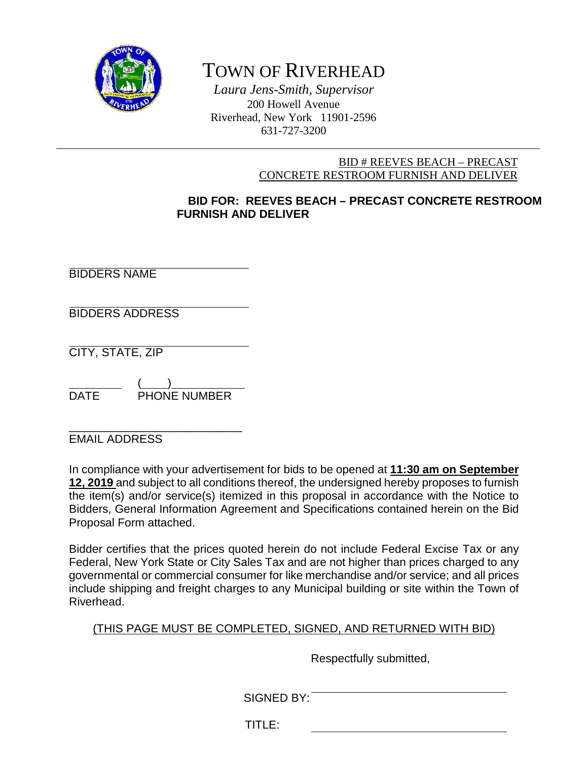# TOWN OF RIVERHEAD

*Laura Jens-Smith, Supervisor*
200 Howell Avenue
Riverhead, New York 11901-2596
631-727-3200

BID # REEVES BEACH – PRECAST CONCRETE RESTROOM FURNISH AND DELIVER

**BID FOR: REEVES BEACH – PRECAST CONCRETE RESTROOM FURNISH AND DELIVER**

_______________________________
BIDDERS NAME

_______________________________
BIDDERS ADDRESS

_______________________________
CITY, STATE, ZIP

__________ (____)____________
DATE PHONE NUMBER

_______________________________
EMAIL ADDRESS

In compliance with your advertisement for bids to be opened at **11:30 am on September 12, 2019** and subject to all conditions thereof, the undersigned hereby proposes to furnish the item(s) and/or service(s) itemized in this proposal in accordance with the Notice to Bidders, General Information Agreement and Specifications contained herein on the Bid Proposal Form attached.

Bidder certifies that the prices quoted herein do not include Federal Excise Tax or any Federal, New York State or City Sales Tax and are not higher than prices charged to any governmental or commercial consumer for like merchandise and/or service; and all prices include shipping and freight charges to any Municipal building or site within the Town of Riverhead.

(THIS PAGE MUST BE COMPLETED, SIGNED, AND RETURNED WITH BID)

Respectfully submitted,

SIGNED BY: _______________________________

TITLE: _______________________________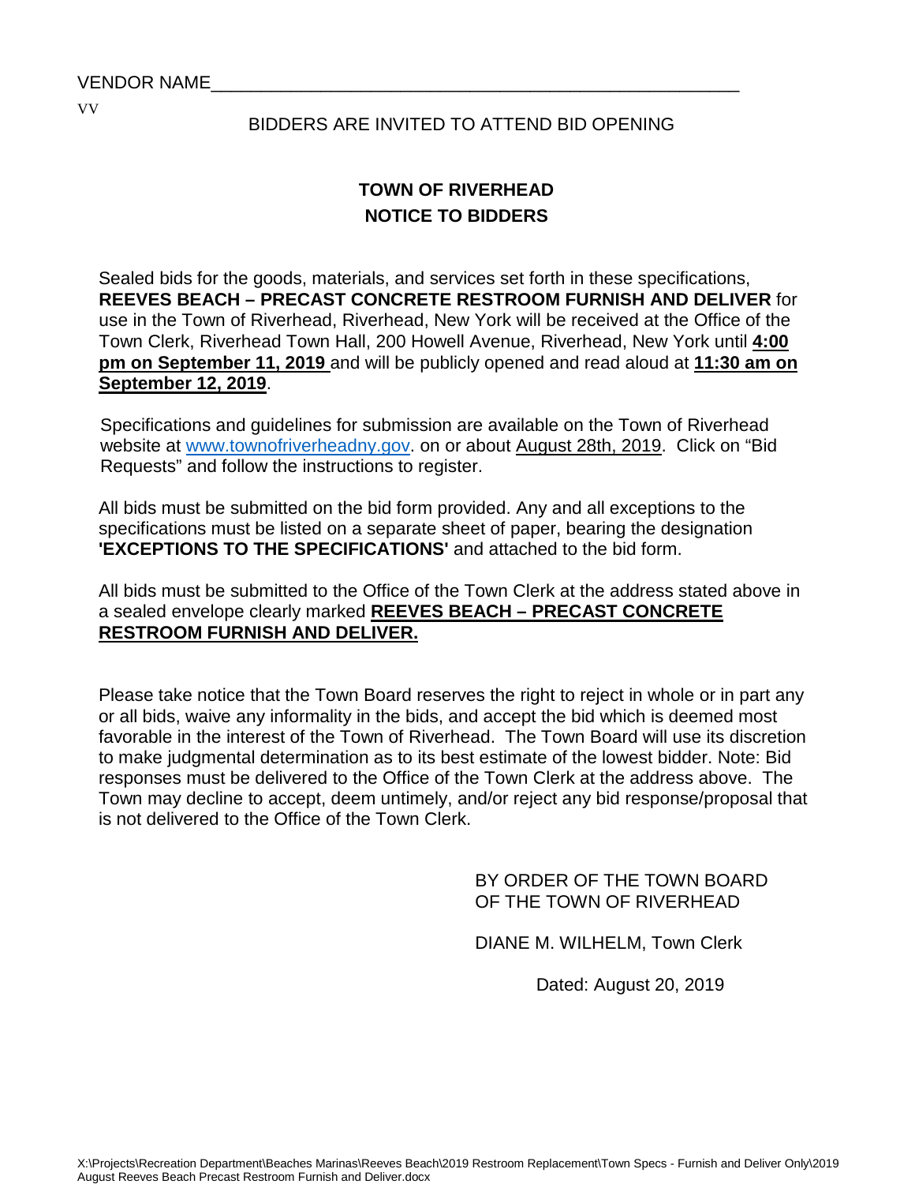VENDOR NAME_______________________________________________________

VV

BIDDERS ARE INVITED TO ATTEND BID OPENING

## TOWN OF RIVERHEAD
## NOTICE TO BIDDERS

Sealed bids for the goods, materials, and services set forth in these specifications, **REEVES BEACH – PRECAST CONCRETE RESTROOM FURNISH AND DELIVER** for use in the Town of Riverhead, Riverhead, New York will be received at the Office of the Town Clerk, Riverhead Town Hall, 200 Howell Avenue, Riverhead, New York until **4:00 pm on September 11, 2019** and will be publicly opened and read aloud at **11:30 am on September 12, 2019**.

Specifications and guidelines for submission are available on the Town of Riverhead website at www.townofriverheadny.gov. on or about August 28th, 2019. Click on "Bid Requests" and follow the instructions to register.

All bids must be submitted on the bid form provided. Any and all exceptions to the specifications must be listed on a separate sheet of paper, bearing the designation **'EXCEPTIONS TO THE SPECIFICATIONS'** and attached to the bid form.

All bids must be submitted to the Office of the Town Clerk at the address stated above in a sealed envelope clearly marked **REEVES BEACH – PRECAST CONCRETE RESTROOM FURNISH AND DELIVER.**

Please take notice that the Town Board reserves the right to reject in whole or in part any or all bids, waive any informality in the bids, and accept the bid which is deemed most favorable in the interest of the Town of Riverhead. The Town Board will use its discretion to make judgmental determination as to its best estimate of the lowest bidder. Note: Bid responses must be delivered to the Office of the Town Clerk at the address above. The Town may decline to accept, deem untimely, and/or reject any bid response/proposal that is not delivered to the Office of the Town Clerk.

BY ORDER OF THE TOWN BOARD
OF THE TOWN OF RIVERHEAD

DIANE M. WILHELM, Town Clerk

Dated: August 20, 2019

X:\Projects\Recreation Department\Beaches Marinas\Reeves Beach\2019 Restroom Replacement\Town Specs - Furnish and Deliver Only\2019 August Reeves Beach Precast Restroom Furnish and Deliver.docx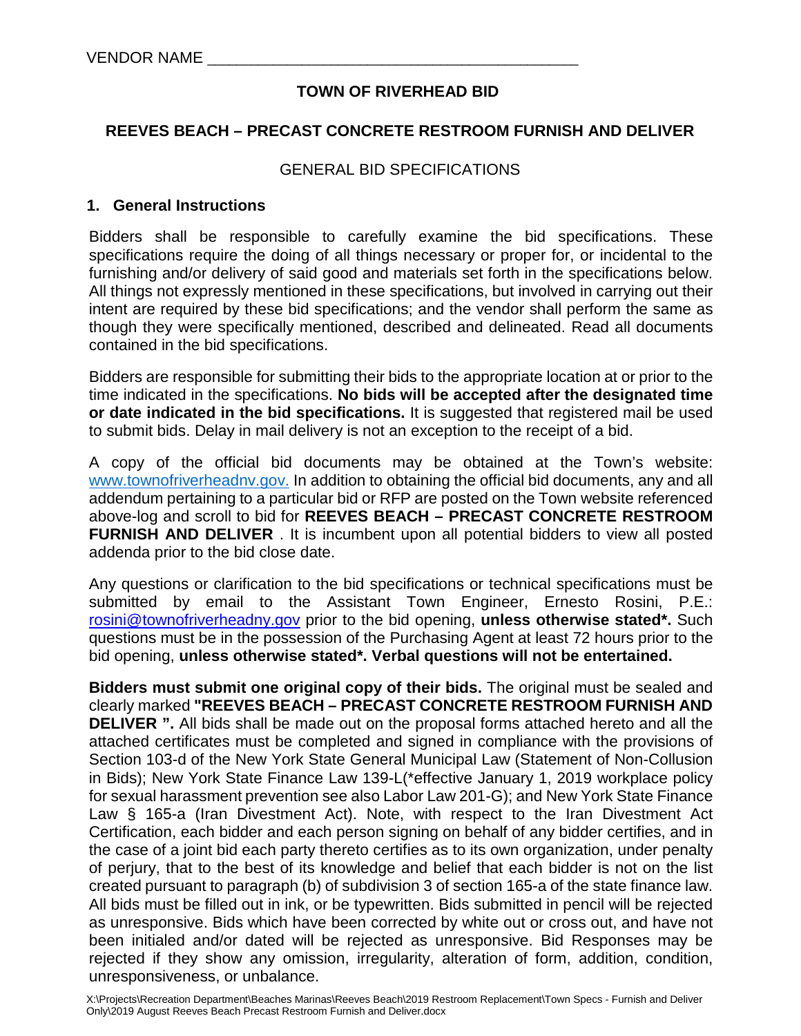VENDOR NAME ___________________________________________

**TOWN OF RIVERHEAD BID**

**REEVES BEACH – PRECAST CONCRETE RESTROOM FURNISH AND DELIVER**

GENERAL BID SPECIFICATIONS

## 1. General Instructions

Bidders shall be responsible to carefully examine the bid specifications. These specifications require the doing of all things necessary or proper for, or incidental to the furnishing and/or delivery of said good and materials set forth in the specifications below. All things not expressly mentioned in these specifications, but involved in carrying out their intent are required by these bid specifications; and the vendor shall perform the same as though they were specifically mentioned, described and delineated. Read all documents contained in the bid specifications.

Bidders are responsible for submitting their bids to the appropriate location at or prior to the time indicated in the specifications. **No bids will be accepted after the designated time or date indicated in the bid specifications.** It is suggested that registered mail be used to submit bids. Delay in mail delivery is not an exception to the receipt of a bid.

A copy of the official bid documents may be obtained at the Town's website: [www.townofriverheadnv.gov.](www.townofriverheadnv.gov.) In addition to obtaining the official bid documents, any and all addendum pertaining to a particular bid or RFP are posted on the Town website referenced above-log and scroll to bid for **REEVES BEACH – PRECAST CONCRETE RESTROOM FURNISH AND DELIVER** . It is incumbent upon all potential bidders to view all posted addenda prior to the bid close date.

Any questions or clarification to the bid specifications or technical specifications must be submitted by email to the Assistant Town Engineer, Ernesto Rosini, P.E.: [rosini@townofriverheadny.gov](mailto:rosini@townofriverheadny.gov) prior to the bid opening, **unless otherwise stated\*.** Such questions must be in the possession of the Purchasing Agent at least 72 hours prior to the bid opening, **unless otherwise stated\*. Verbal questions will not be entertained.**

**Bidders must submit one original copy of their bids.** The original must be sealed and clearly marked **"REEVES BEACH – PRECAST CONCRETE RESTROOM FURNISH AND DELIVER ".** All bids shall be made out on the proposal forms attached hereto and all the attached certificates must be completed and signed in compliance with the provisions of Section 103-d of the New York State General Municipal Law (Statement of Non-Collusion in Bids); New York State Finance Law 139-L(\*effective January 1, 2019 workplace policy for sexual harassment prevention see also Labor Law 201-G); and New York State Finance Law § 165-a (Iran Divestment Act). Note, with respect to the Iran Divestment Act Certification, each bidder and each person signing on behalf of any bidder certifies, and in the case of a joint bid each party thereto certifies as to its own organization, under penalty of perjury, that to the best of its knowledge and belief that each bidder is not on the list created pursuant to paragraph (b) of subdivision 3 of section 165-a of the state finance law. All bids must be filled out in ink, or be typewritten. Bids submitted in pencil will be rejected as unresponsive. Bids which have been corrected by white out or cross out, and have not been initialed and/or dated will be rejected as unresponsive. Bid Responses may be rejected if they show any omission, irregularity, alteration of form, addition, condition, unresponsiveness, or unbalance.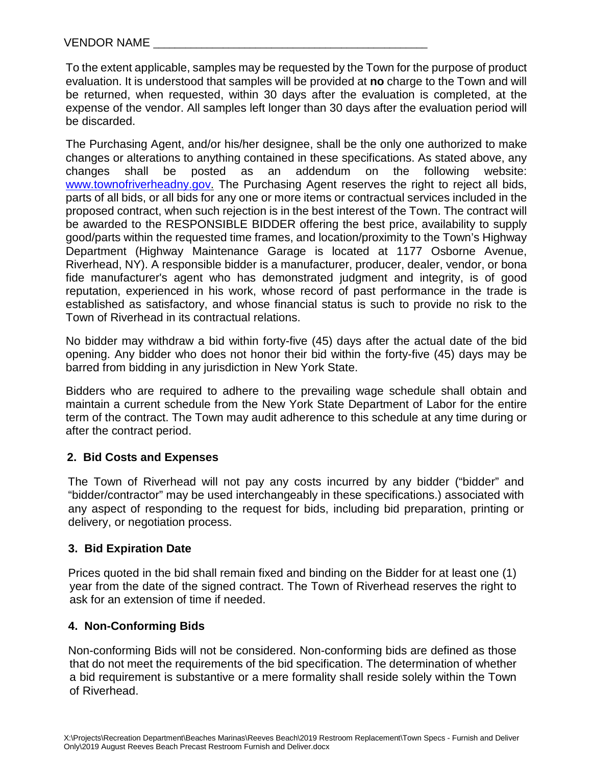VENDOR NAME ___________________________________________

To the extent applicable, samples may be requested by the Town for the purpose of product evaluation. It is understood that samples will be provided at **no** charge to the Town and will be returned, when requested, within 30 days after the evaluation is completed, at the expense of the vendor. All samples left longer than 30 days after the evaluation period will be discarded.

The Purchasing Agent, and/or his/her designee, shall be the only one authorized to make changes or alterations to anything contained in these specifications. As stated above, any changes shall be posted as an addendum on the following website: [www.townofriverheadny.gov](http://www.townofriverheadny.gov). The Purchasing Agent reserves the right to reject all bids, parts of all bids, or all bids for any one or more items or contractual services included in the proposed contract, when such rejection is in the best interest of the Town. The contract will be awarded to the RESPONSIBLE BIDDER offering the best price, availability to supply good/parts within the requested time frames, and location/proximity to the Town's Highway Department (Highway Maintenance Garage is located at 1177 Osborne Avenue, Riverhead, NY). A responsible bidder is a manufacturer, producer, dealer, vendor, or bona fide manufacturer's agent who has demonstrated judgment and integrity, is of good reputation, experienced in his work, whose record of past performance in the trade is established as satisfactory, and whose financial status is such to provide no risk to the Town of Riverhead in its contractual relations.

No bidder may withdraw a bid within forty-five (45) days after the actual date of the bid opening. Any bidder who does not honor their bid within the forty-five (45) days may be barred from bidding in any jurisdiction in New York State.

Bidders who are required to adhere to the prevailing wage schedule shall obtain and maintain a current schedule from the New York State Department of Labor for the entire term of the contract. The Town may audit adherence to this schedule at any time during or after the contract period.

## 2. Bid Costs and Expenses

The Town of Riverhead will not pay any costs incurred by any bidder ("bidder" and "bidder/contractor" may be used interchangeably in these specifications.) associated with any aspect of responding to the request for bids, including bid preparation, printing or delivery, or negotiation process.

## 3. Bid Expiration Date

Prices quoted in the bid shall remain fixed and binding on the Bidder for at least one (1) year from the date of the signed contract. The Town of Riverhead reserves the right to ask for an extension of time if needed.

## 4. Non-Conforming Bids

Non-conforming Bids will not be considered. Non-conforming bids are defined as those that do not meet the requirements of the bid specification. The determination of whether a bid requirement is substantive or a mere formality shall reside solely within the Town of Riverhead.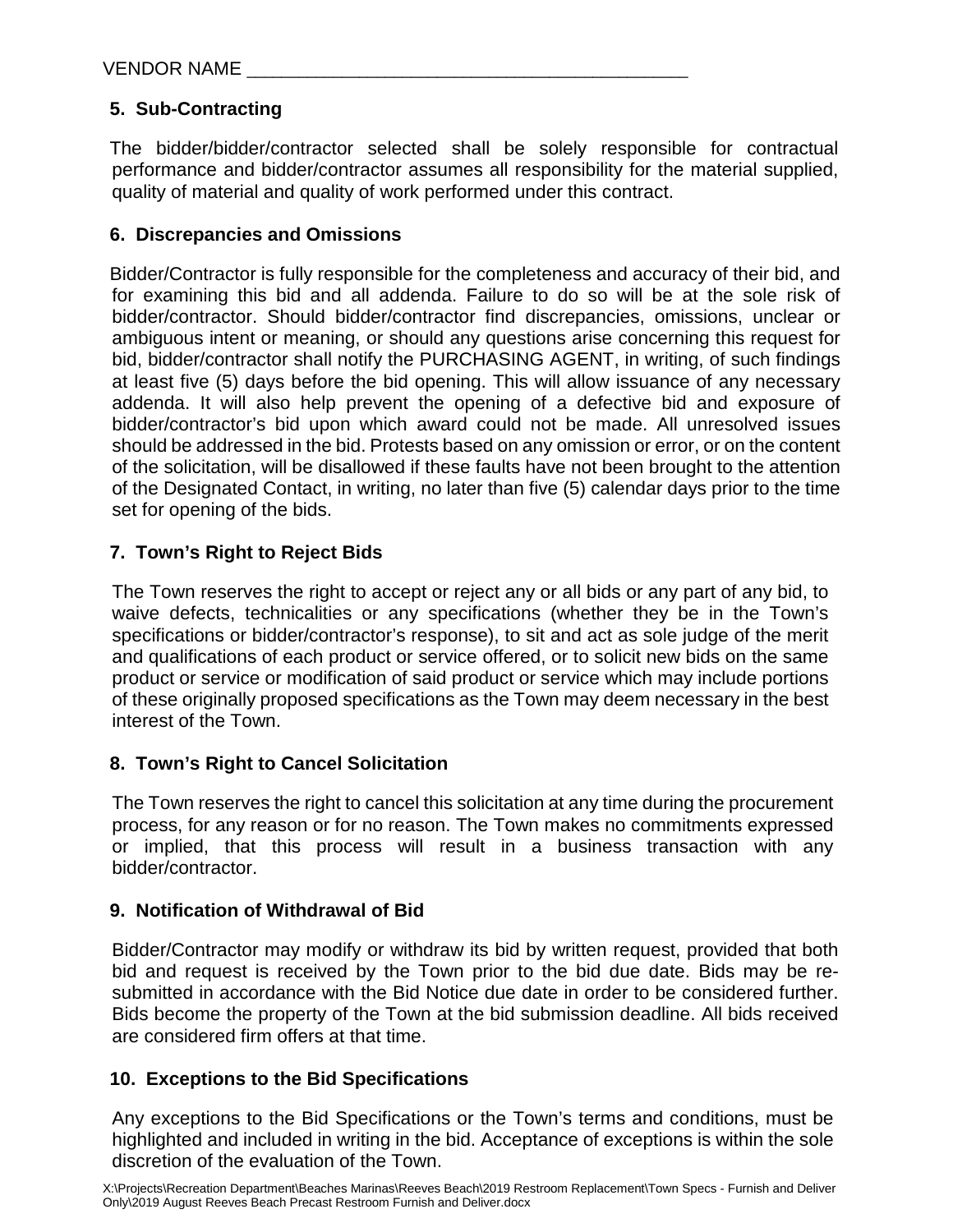VENDOR NAME ___________________________________________

## 5. Sub-Contracting

The bidder/bidder/contractor selected shall be solely responsible for contractual performance and bidder/contractor assumes all responsibility for the material supplied, quality of material and quality of work performed under this contract.

## 6. Discrepancies and Omissions

Bidder/Contractor is fully responsible for the completeness and accuracy of their bid, and for examining this bid and all addenda. Failure to do so will be at the sole risk of bidder/contractor. Should bidder/contractor find discrepancies, omissions, unclear or ambiguous intent or meaning, or should any questions arise concerning this request for bid, bidder/contractor shall notify the PURCHASING AGENT, in writing, of such findings at least five (5) days before the bid opening. This will allow issuance of any necessary addenda. It will also help prevent the opening of a defective bid and exposure of bidder/contractor's bid upon which award could not be made. All unresolved issues should be addressed in the bid. Protests based on any omission or error, or on the content of the solicitation, will be disallowed if these faults have not been brought to the attention of the Designated Contact, in writing, no later than five (5) calendar days prior to the time set for opening of the bids.

## 7. Town's Right to Reject Bids

The Town reserves the right to accept or reject any or all bids or any part of any bid, to waive defects, technicalities or any specifications (whether they be in the Town's specifications or bidder/contractor's response), to sit and act as sole judge of the merit and qualifications of each product or service offered, or to solicit new bids on the same product or service or modification of said product or service which may include portions of these originally proposed specifications as the Town may deem necessary in the best interest of the Town.

## 8. Town's Right to Cancel Solicitation

The Town reserves the right to cancel this solicitation at any time during the procurement process, for any reason or for no reason. The Town makes no commitments expressed or implied, that this process will result in a business transaction with any bidder/contractor.

## 9. Notification of Withdrawal of Bid

Bidder/Contractor may modify or withdraw its bid by written request, provided that both bid and request is received by the Town prior to the bid due date. Bids may be re-submitted in accordance with the Bid Notice due date in order to be considered further. Bids become the property of the Town at the bid submission deadline. All bids received are considered firm offers at that time.

## 10. Exceptions to the Bid Specifications

Any exceptions to the Bid Specifications or the Town's terms and conditions, must be highlighted and included in writing in the bid. Acceptance of exceptions is within the sole discretion of the evaluation of the Town.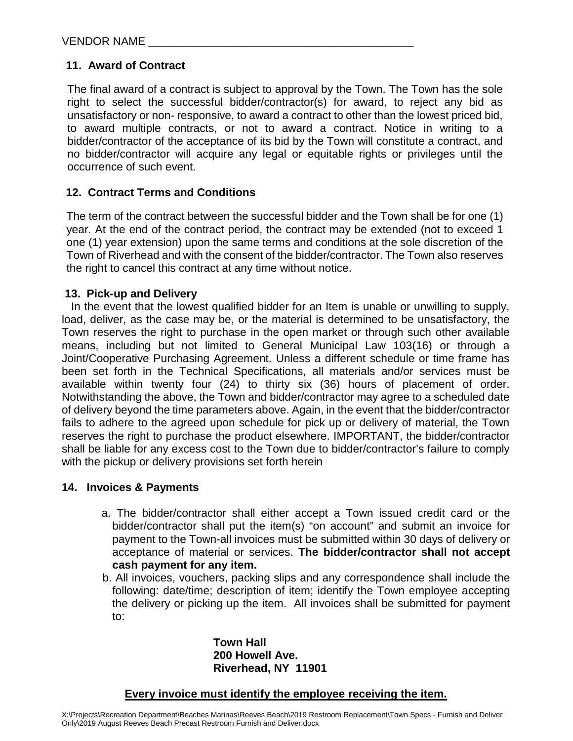VENDOR NAME ____________________________________________

## 11. Award of Contract

The final award of a contract is subject to approval by the Town. The Town has the sole right to select the successful bidder/contractor(s) for award, to reject any bid as unsatisfactory or non- responsive, to award a contract to other than the lowest priced bid, to award multiple contracts, or not to award a contract. Notice in writing to a bidder/contractor of the acceptance of its bid by the Town will constitute a contract, and no bidder/contractor will acquire any legal or equitable rights or privileges until the occurrence of such event.

## 12. Contract Terms and Conditions

The term of the contract between the successful bidder and the Town shall be for one (1) year. At the end of the contract period, the contract may be extended (not to exceed 1 one (1) year extension) upon the same terms and conditions at the sole discretion of the Town of Riverhead and with the consent of the bidder/contractor. The Town also reserves the right to cancel this contract at any time without notice.

## 13. Pick-up and Delivery

In the event that the lowest qualified bidder for an Item is unable or unwilling to supply, load, deliver, as the case may be, or the material is determined to be unsatisfactory, the Town reserves the right to purchase in the open market or through such other available means, including but not limited to General Municipal Law 103(16) or through a Joint/Cooperative Purchasing Agreement. Unless a different schedule or time frame has been set forth in the Technical Specifications, all materials and/or services must be available within twenty four (24) to thirty six (36) hours of placement of order. Notwithstanding the above, the Town and bidder/contractor may agree to a scheduled date of delivery beyond the time parameters above. Again, in the event that the bidder/contractor fails to adhere to the agreed upon schedule for pick up or delivery of material, the Town reserves the right to purchase the product elsewhere. IMPORTANT, the bidder/contractor shall be liable for any excess cost to the Town due to bidder/contractor's failure to comply with the pickup or delivery provisions set forth herein

## 14. Invoices & Payments

a. The bidder/contractor shall either accept a Town issued credit card or the bidder/contractor shall put the item(s) "on account" and submit an invoice for payment to the Town-all invoices must be submitted within 30 days of delivery or acceptance of material or services. **The bidder/contractor shall not accept cash payment for any item.**

b. All invoices, vouchers, packing slips and any correspondence shall include the following: date/time; description of item; identify the Town employee accepting the delivery or picking up the item. All invoices shall be submitted for payment to:

**Town Hall**
**200 Howell Ave.**
**Riverhead, NY 11901**

**Every invoice must identify the employee receiving the item.**

X:\Projects\Recreation Department\Beaches Marinas\Reeves Beach\2019 Restroom Replacement\Town Specs - Furnish and Deliver Only\2019 August Reeves Beach Precast Restroom Furnish and Deliver.docx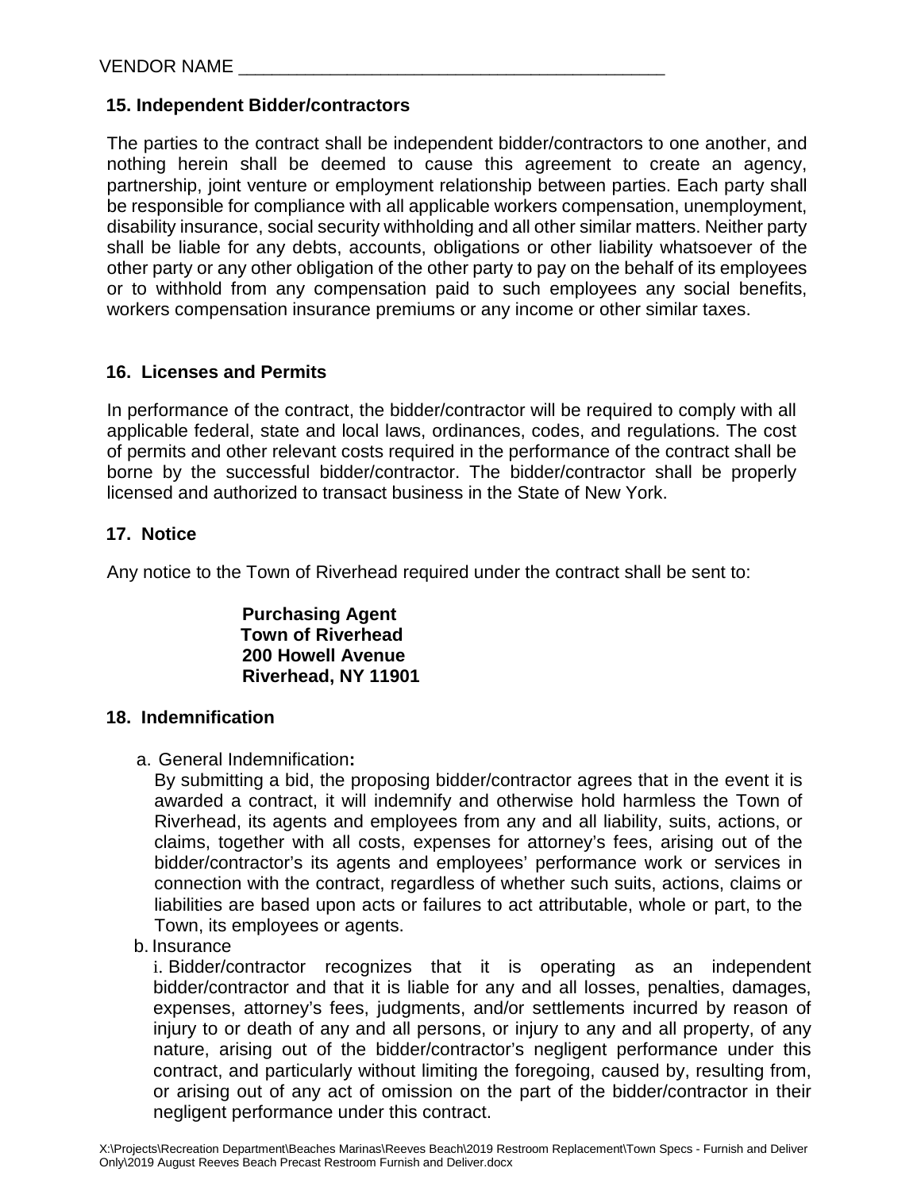VENDOR NAME ___________________________________________

### 15. Independent Bidder/contractors

The parties to the contract shall be independent bidder/contractors to one another, and nothing herein shall be deemed to cause this agreement to create an agency, partnership, joint venture or employment relationship between parties. Each party shall be responsible for compliance with all applicable workers compensation, unemployment, disability insurance, social security withholding and all other similar matters. Neither party shall be liable for any debts, accounts, obligations or other liability whatsoever of the other party or any other obligation of the other party to pay on the behalf of its employees or to withhold from any compensation paid to such employees any social benefits, workers compensation insurance premiums or any income or other similar taxes.

### 16. Licenses and Permits

In performance of the contract, the bidder/contractor will be required to comply with all applicable federal, state and local laws, ordinances, codes, and regulations. The cost of permits and other relevant costs required in the performance of the contract shall be borne by the successful bidder/contractor. The bidder/contractor shall be properly licensed and authorized to transact business in the State of New York.

### 17. Notice

Any notice to the Town of Riverhead required under the contract shall be sent to:

**Purchasing Agent**
**Town of Riverhead**
**200 Howell Avenue**
**Riverhead, NY 11901**

### 18. Indemnification

a. General Indemnification**:**
By submitting a bid, the proposing bidder/contractor agrees that in the event it is awarded a contract, it will indemnify and otherwise hold harmless the Town of Riverhead, its agents and employees from any and all liability, suits, actions, or claims, together with all costs, expenses for attorney's fees, arising out of the bidder/contractor's its agents and employees' performance work or services in connection with the contract, regardless of whether such suits, actions, claims or liabilities are based upon acts or failures to act attributable, whole or part, to the Town, its employees or agents.

b. Insurance
i. Bidder/contractor recognizes that it is operating as an independent bidder/contractor and that it is liable for any and all losses, penalties, damages, expenses, attorney's fees, judgments, and/or settlements incurred by reason of injury to or death of any and all persons, or injury to any and all property, of any nature, arising out of the bidder/contractor's negligent performance under this contract, and particularly without limiting the foregoing, caused by, resulting from, or arising out of any act of omission on the part of the bidder/contractor in their negligent performance under this contract.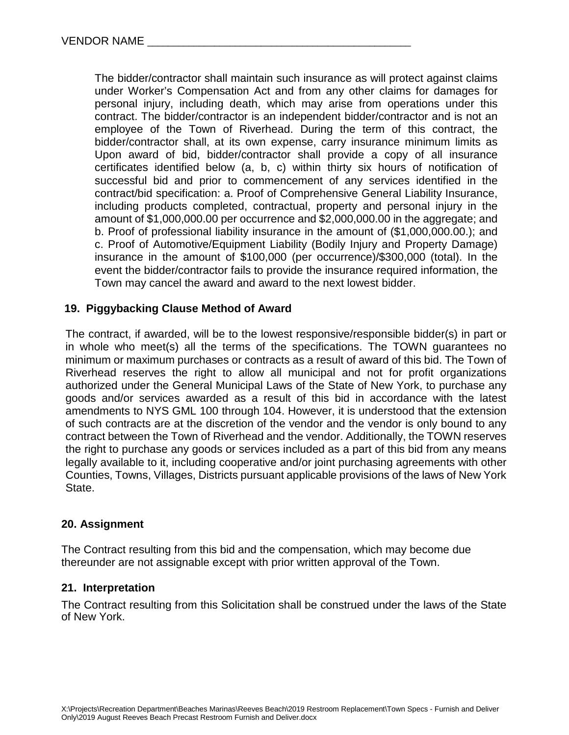VENDOR NAME ___________________________________________

The bidder/contractor shall maintain such insurance as will protect against claims under Worker's Compensation Act and from any other claims for damages for personal injury, including death, which may arise from operations under this contract. The bidder/contractor is an independent bidder/contractor and is not an employee of the Town of Riverhead. During the term of this contract, the bidder/contractor shall, at its own expense, carry insurance minimum limits as Upon award of bid, bidder/contractor shall provide a copy of all insurance certificates identified below (a, b, c) within thirty six hours of notification of successful bid and prior to commencement of any services identified in the contract/bid specification: a. Proof of Comprehensive General Liability Insurance, including products completed, contractual, property and personal injury in the amount of $1,000,000.00 per occurrence and $2,000,000.00 in the aggregate; and b. Proof of professional liability insurance in the amount of ($1,000,000.00.); and c. Proof of Automotive/Equipment Liability (Bodily Injury and Property Damage) insurance in the amount of $100,000 (per occurrence)/$300,000 (total). In the event the bidder/contractor fails to provide the insurance required information, the Town may cancel the award and award to the next lowest bidder.

### 19. Piggybacking Clause Method of Award

The contract, if awarded, will be to the lowest responsive/responsible bidder(s) in part or in whole who meet(s) all the terms of the specifications. The TOWN guarantees no minimum or maximum purchases or contracts as a result of award of this bid. The Town of Riverhead reserves the right to allow all municipal and not for profit organizations authorized under the General Municipal Laws of the State of New York, to purchase any goods and/or services awarded as a result of this bid in accordance with the latest amendments to NYS GML 100 through 104. However, it is understood that the extension of such contracts are at the discretion of the vendor and the vendor is only bound to any contract between the Town of Riverhead and the vendor. Additionally, the TOWN reserves the right to purchase any goods or services included as a part of this bid from any means legally available to it, including cooperative and/or joint purchasing agreements with other Counties, Towns, Villages, Districts pursuant applicable provisions of the laws of New York State.

### 20. Assignment

The Contract resulting from this bid and the compensation, which may become due thereunder are not assignable except with prior written approval of the Town.

### 21. Interpretation

The Contract resulting from this Solicitation shall be construed under the laws of the State of New York.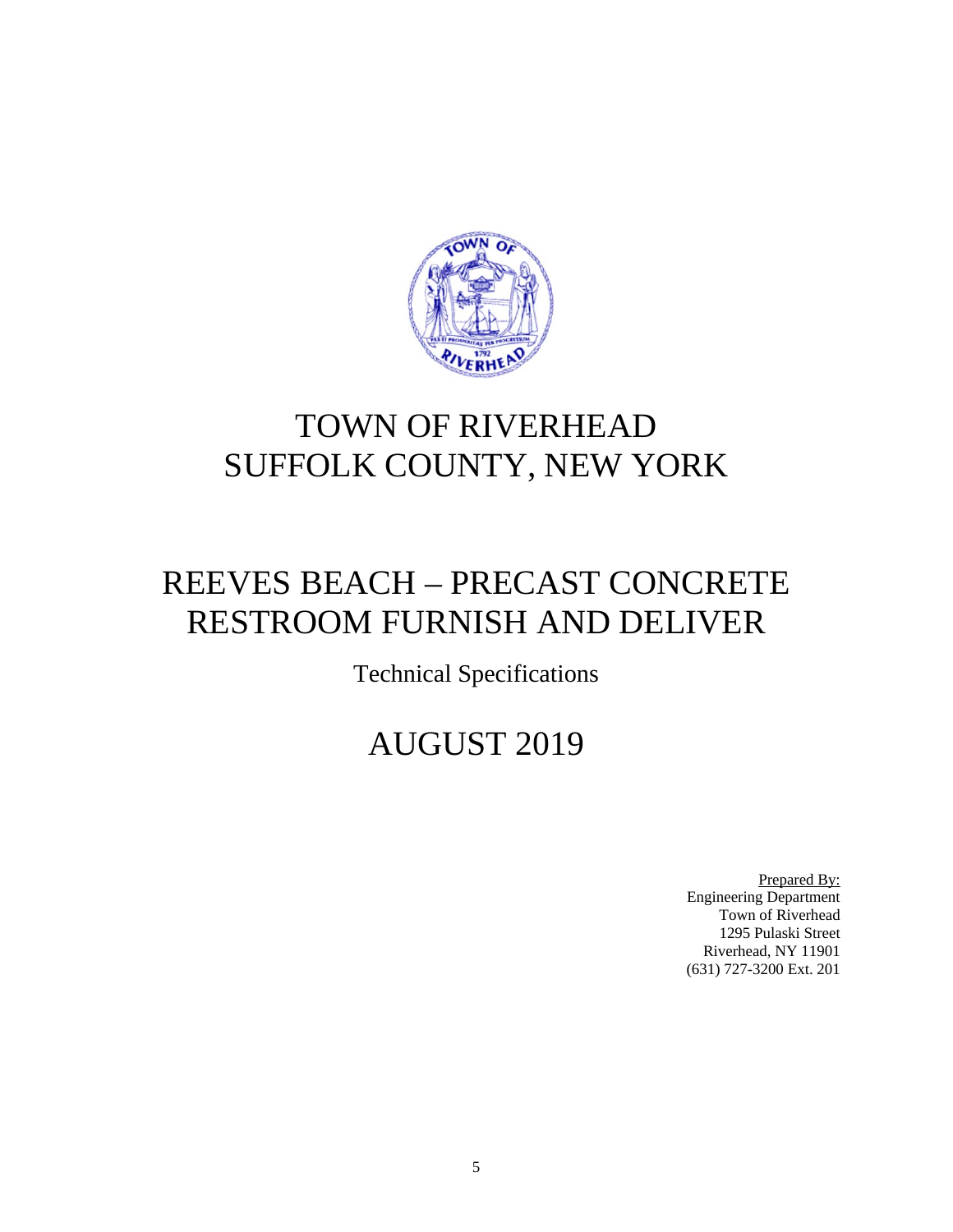# TOWN OF RIVERHEAD
# SUFFOLK COUNTY, NEW YORK

# REEVES BEACH – PRECAST CONCRETE RESTROOM FURNISH AND DELIVER

Technical Specifications

# AUGUST 2019

Prepared By:
Engineering Department
Town of Riverhead
1295 Pulaski Street
Riverhead, NY 11901
(631) 727-3200 Ext. 201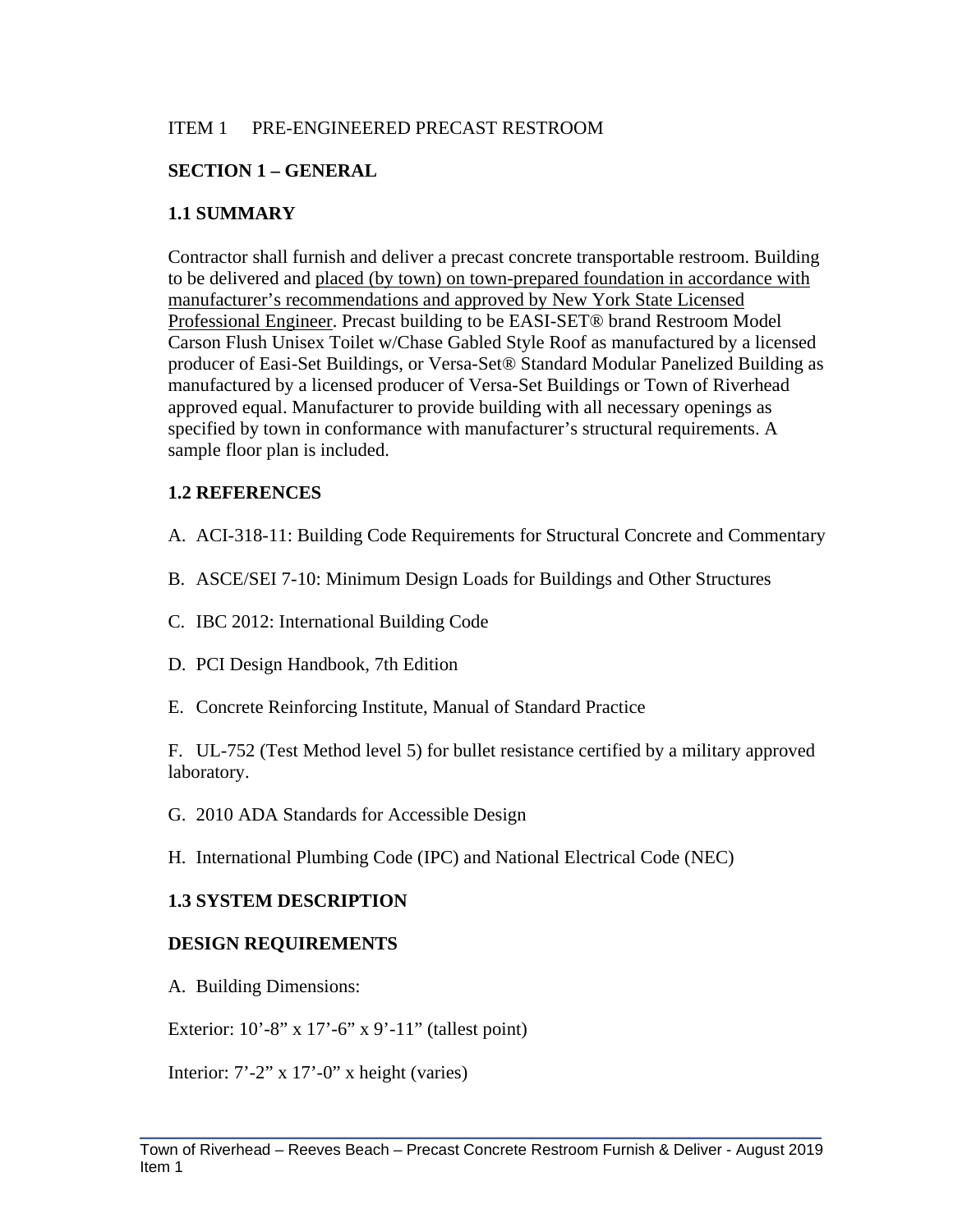ITEM 1 PRE-ENGINEERED PRECAST RESTROOM

## SECTION 1 – GENERAL

### 1.1 SUMMARY

Contractor shall furnish and deliver a precast concrete transportable restroom. Building to be delivered and placed (by town) on town-prepared foundation in accordance with manufacturer's recommendations and approved by New York State Licensed Professional Engineer. Precast building to be EASI-SET® brand Restroom Model Carson Flush Unisex Toilet w/Chase Gabled Style Roof as manufactured by a licensed producer of Easi-Set Buildings, or Versa-Set® Standard Modular Panelized Building as manufactured by a licensed producer of Versa-Set Buildings or Town of Riverhead approved equal. Manufacturer to provide building with all necessary openings as specified by town in conformance with manufacturer's structural requirements. A sample floor plan is included.

### 1.2 REFERENCES

A. ACI-318-11: Building Code Requirements for Structural Concrete and Commentary

B. ASCE/SEI 7-10: Minimum Design Loads for Buildings and Other Structures

C. IBC 2012: International Building Code

D. PCI Design Handbook, 7th Edition

E. Concrete Reinforcing Institute, Manual of Standard Practice

F. UL-752 (Test Method level 5) for bullet resistance certified by a military approved laboratory.

G. 2010 ADA Standards for Accessible Design

H. International Plumbing Code (IPC) and National Electrical Code (NEC)

### 1.3 SYSTEM DESCRIPTION

### DESIGN REQUIREMENTS

A. Building Dimensions:

Exterior: 10'-8" x 17'-6" x 9'-11" (tallest point)

Interior: 7'-2" x 17'-0" x height (varies)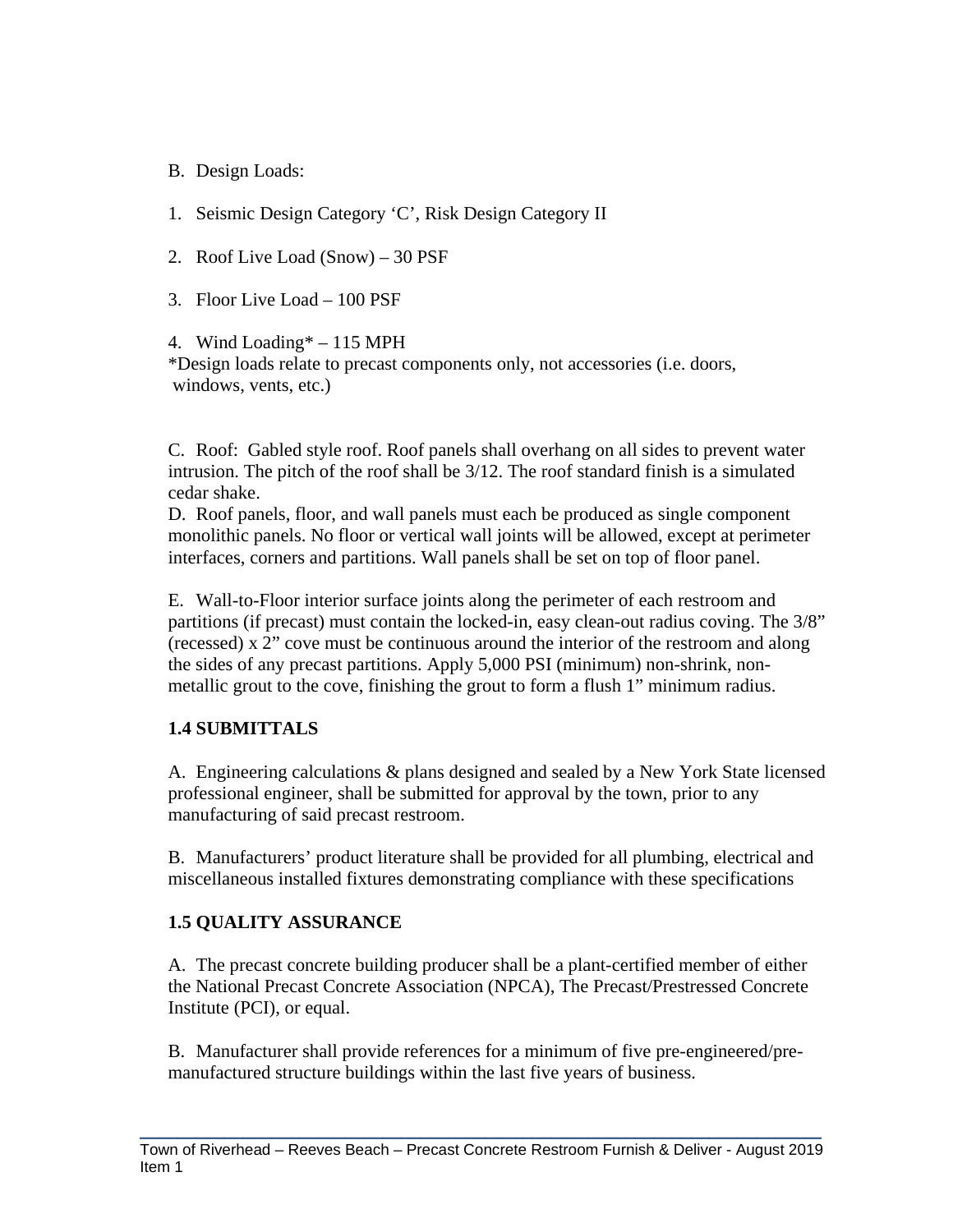B. Design Loads:

1. Seismic Design Category ‘C’, Risk Design Category II

2. Roof Live Load (Snow) – 30 PSF

3. Floor Live Load – 100 PSF

4. Wind Loading* – 115 MPH

*Design loads relate to precast components only, not accessories (i.e. doors, windows, vents, etc.)

C. Roof: Gabled style roof. Roof panels shall overhang on all sides to prevent water intrusion. The pitch of the roof shall be 3/12. The roof standard finish is a simulated cedar shake.

D. Roof panels, floor, and wall panels must each be produced as single component monolithic panels. No floor or vertical wall joints will be allowed, except at perimeter interfaces, corners and partitions. Wall panels shall be set on top of floor panel.

E. Wall-to-Floor interior surface joints along the perimeter of each restroom and partitions (if precast) must contain the locked-in, easy clean-out radius coving. The 3/8” (recessed) x 2” cove must be continuous around the interior of the restroom and along the sides of any precast partitions. Apply 5,000 PSI (minimum) non-shrink, non-metallic grout to the cove, finishing the grout to form a flush 1” minimum radius.

**1.4 SUBMITTALS**

A. Engineering calculations & plans designed and sealed by a New York State licensed professional engineer, shall be submitted for approval by the town, prior to any manufacturing of said precast restroom.

B. Manufacturers’ product literature shall be provided for all plumbing, electrical and miscellaneous installed fixtures demonstrating compliance with these specifications

**1.5 QUALITY ASSURANCE**

A. The precast concrete building producer shall be a plant-certified member of either the National Precast Concrete Association (NPCA), The Precast/Prestressed Concrete Institute (PCI), or equal.

B. Manufacturer shall provide references for a minimum of five pre-engineered/pre-manufactured structure buildings within the last five years of business.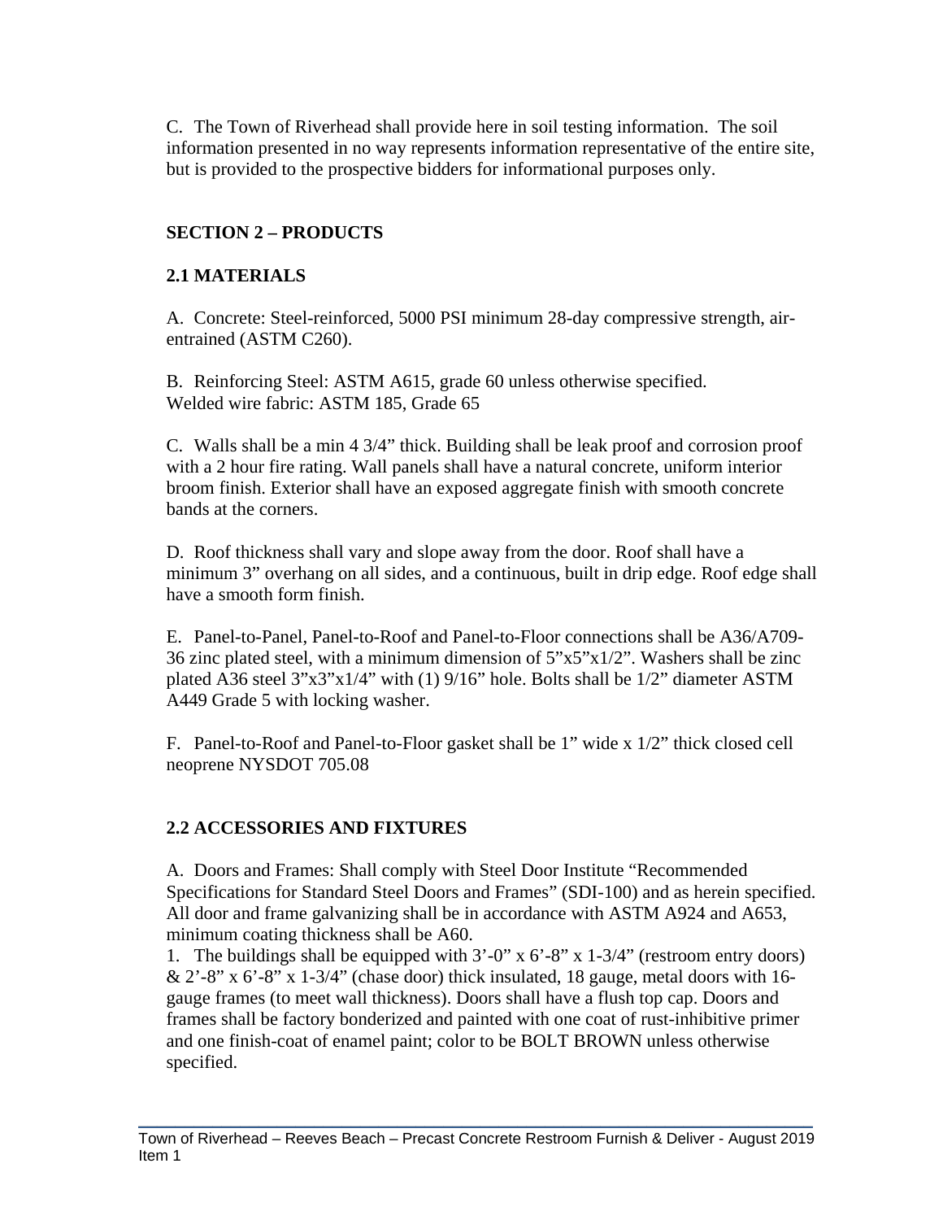C. The Town of Riverhead shall provide here in soil testing information. The soil information presented in no way represents information representative of the entire site, but is provided to the prospective bidders for informational purposes only.

## SECTION 2 – PRODUCTS

### 2.1 MATERIALS

A. Concrete: Steel-reinforced, 5000 PSI minimum 28-day compressive strength, air-entrained (ASTM C260).

B. Reinforcing Steel: ASTM A615, grade 60 unless otherwise specified.
Welded wire fabric: ASTM 185, Grade 65

C. Walls shall be a min 4 3/4" thick. Building shall be leak proof and corrosion proof with a 2 hour fire rating. Wall panels shall have a natural concrete, uniform interior broom finish. Exterior shall have an exposed aggregate finish with smooth concrete bands at the corners.

D. Roof thickness shall vary and slope away from the door. Roof shall have a minimum 3" overhang on all sides, and a continuous, built in drip edge. Roof edge shall have a smooth form finish.

E. Panel-to-Panel, Panel-to-Roof and Panel-to-Floor connections shall be A36/A709-36 zinc plated steel, with a minimum dimension of 5"x5"x1/2". Washers shall be zinc plated A36 steel 3"x3"x1/4" with (1) 9/16" hole. Bolts shall be 1/2" diameter ASTM A449 Grade 5 with locking washer.

F. Panel-to-Roof and Panel-to-Floor gasket shall be 1" wide x 1/2" thick closed cell neoprene NYSDOT 705.08

### 2.2 ACCESSORIES AND FIXTURES

A. Doors and Frames: Shall comply with Steel Door Institute "Recommended Specifications for Standard Steel Doors and Frames" (SDI-100) and as herein specified. All door and frame galvanizing shall be in accordance with ASTM A924 and A653, minimum coating thickness shall be A60.

1. The buildings shall be equipped with 3'-0" x 6'-8" x 1-3/4" (restroom entry doors) & 2'-8" x 6'-8" x 1-3/4" (chase door) thick insulated, 18 gauge, metal doors with 16-gauge frames (to meet wall thickness). Doors shall have a flush top cap. Doors and frames shall be factory bonderized and painted with one coat of rust-inhibitive primer and one finish-coat of enamel paint; color to be BOLT BROWN unless otherwise specified.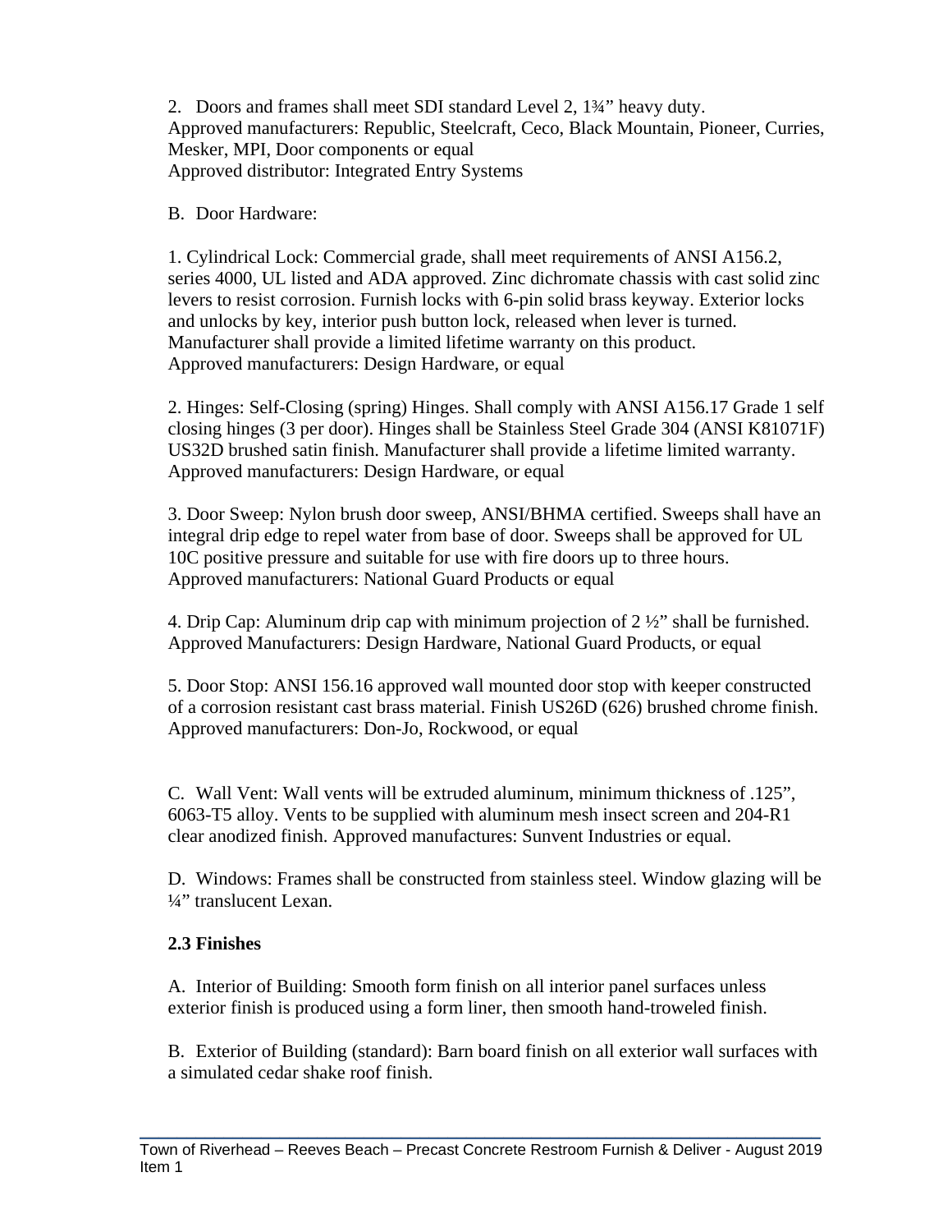2. Doors and frames shall meet SDI standard Level 2, 1¾" heavy duty.
Approved manufacturers: Republic, Steelcraft, Ceco, Black Mountain, Pioneer, Curries, Mesker, MPI, Door components or equal
Approved distributor: Integrated Entry Systems

B. Door Hardware:

1. Cylindrical Lock: Commercial grade, shall meet requirements of ANSI A156.2, series 4000, UL listed and ADA approved. Zinc dichromate chassis with cast solid zinc levers to resist corrosion. Furnish locks with 6-pin solid brass keyway. Exterior locks and unlocks by key, interior push button lock, released when lever is turned. Manufacturer shall provide a limited lifetime warranty on this product.
Approved manufacturers: Design Hardware, or equal

2. Hinges: Self-Closing (spring) Hinges. Shall comply with ANSI A156.17 Grade 1 self closing hinges (3 per door). Hinges shall be Stainless Steel Grade 304 (ANSI K81071F) US32D brushed satin finish. Manufacturer shall provide a lifetime limited warranty.
Approved manufacturers: Design Hardware, or equal

3. Door Sweep: Nylon brush door sweep, ANSI/BHMA certified. Sweeps shall have an integral drip edge to repel water from base of door. Sweeps shall be approved for UL 10C positive pressure and suitable for use with fire doors up to three hours.
Approved manufacturers: National Guard Products or equal

4. Drip Cap: Aluminum drip cap with minimum projection of 2 ½" shall be furnished.
Approved Manufacturers: Design Hardware, National Guard Products, or equal

5. Door Stop: ANSI 156.16 approved wall mounted door stop with keeper constructed of a corrosion resistant cast brass material. Finish US26D (626) brushed chrome finish.
Approved manufacturers: Don-Jo, Rockwood, or equal

C. Wall Vent: Wall vents will be extruded aluminum, minimum thickness of .125", 6063-T5 alloy. Vents to be supplied with aluminum mesh insect screen and 204-R1 clear anodized finish. Approved manufactures: Sunvent Industries or equal.

D. Windows: Frames shall be constructed from stainless steel. Window glazing will be ¼" translucent Lexan.

**2.3 Finishes**

A. Interior of Building: Smooth form finish on all interior panel surfaces unless exterior finish is produced using a form liner, then smooth hand-troweled finish.

B. Exterior of Building (standard): Barn board finish on all exterior wall surfaces with a simulated cedar shake roof finish.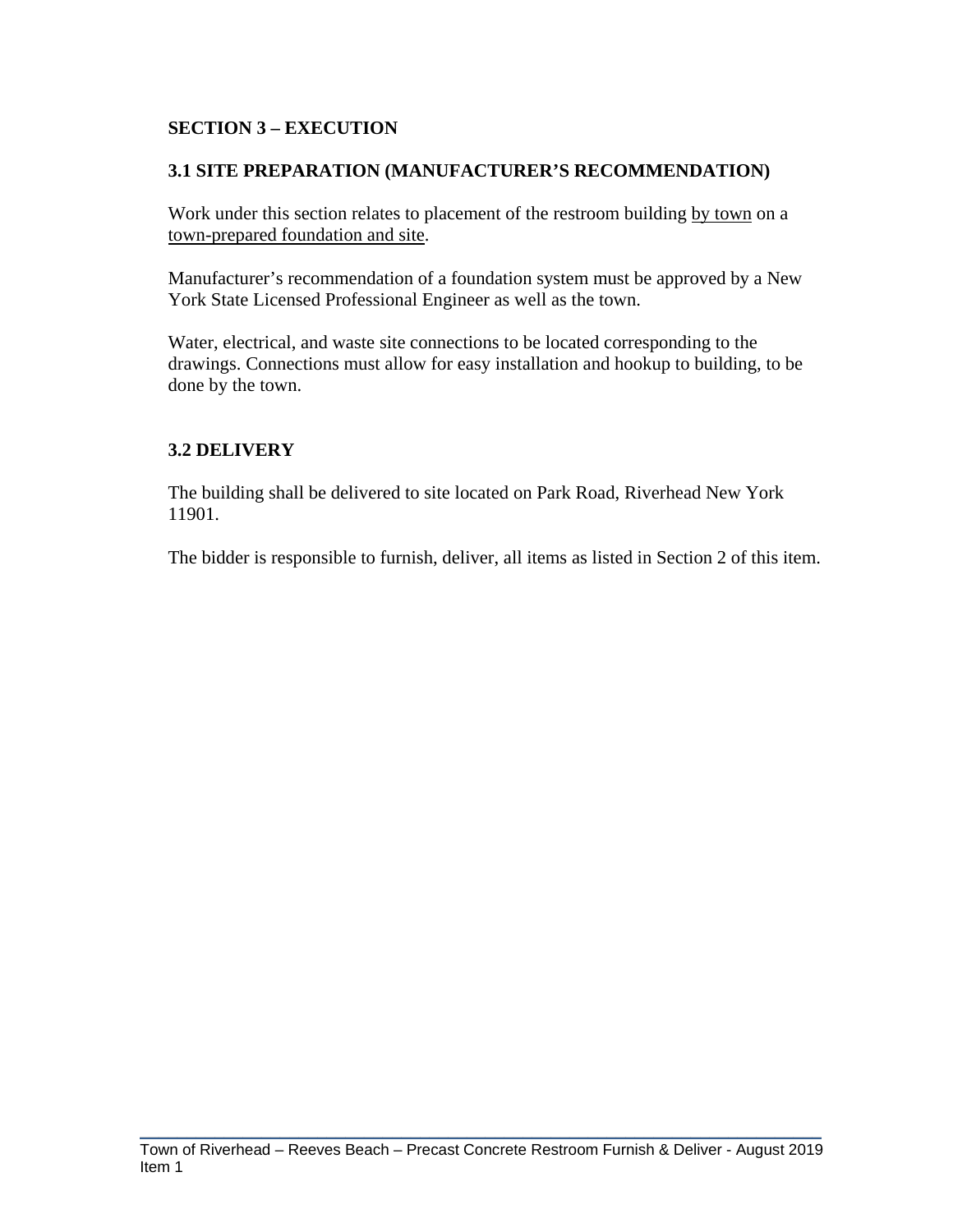## SECTION 3 – EXECUTION

### 3.1 SITE PREPARATION (MANUFACTURER'S RECOMMENDATION)

Work under this section relates to placement of the restroom building <u>by town</u> on a <u>town-prepared foundation and site</u>.

Manufacturer's recommendation of a foundation system must be approved by a New York State Licensed Professional Engineer as well as the town.

Water, electrical, and waste site connections to be located corresponding to the drawings. Connections must allow for easy installation and hookup to building, to be done by the town.

### 3.2 DELIVERY

The building shall be delivered to site located on Park Road, Riverhead New York 11901.

The bidder is responsible to furnish, deliver, all items as listed in Section 2 of this item.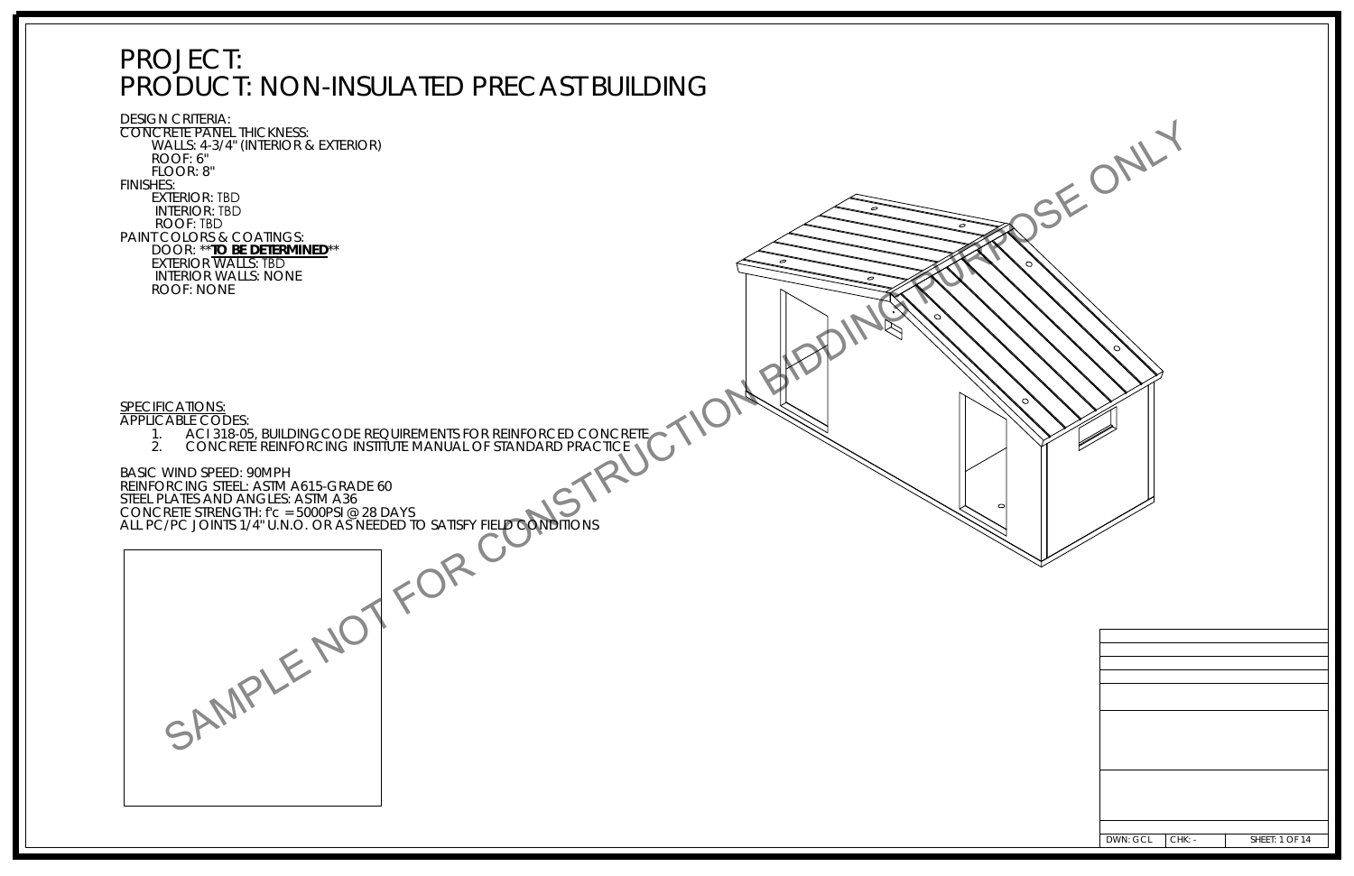# PROJECT:
# PRODUCT: NON-INSULATED PRECAST BUILDING

DESIGN CRITERIA:
CONCRETE PANEL THICKNESS:
- WALLS: 4-3/4" (INTERIOR & EXTERIOR)
- ROOF: 6"
- FLOOR: 8"

FINISHES:
- EXTERIOR: TBD
- INTERIOR: TBD
- ROOF: TBD

PAINT COLORS & COATINGS:
- DOOR: ****TO BE DETERMINED****
- EXTERIOR WALLS: TBD
- INTERIOR WALLS: NONE
- ROOF: NONE

SPECIFICATIONS:
APPLICABLE CODES:
1. ACI 318-05, BUILDING CODE REQUIREMENTS FOR REINFORCED CONCRETE
2. CONCRETE REINFORCING INSTITUTE MANUAL OF STANDARD PRACTICE

BASIC WIND SPEED: 90MPH
REINFORCING STEEL: ASTM A615-GRADE 60
STEEL PLATES AND ANGLES: ASTM A36
CONCRETE STRENGTH: f'c = 5000PSI @ 28 DAYS
ALL PC/PC JOINTS 1/4" U.N.O. OR AS NEEDED TO SATISFY FIELD CONDITIONS

SAMPLE NOT FOR CONSTRUCTION BIDDING PURPOSE ONLY

| DWN: GCL | CHK: - | SHEET: 1 OF 14 |
|---|---|---|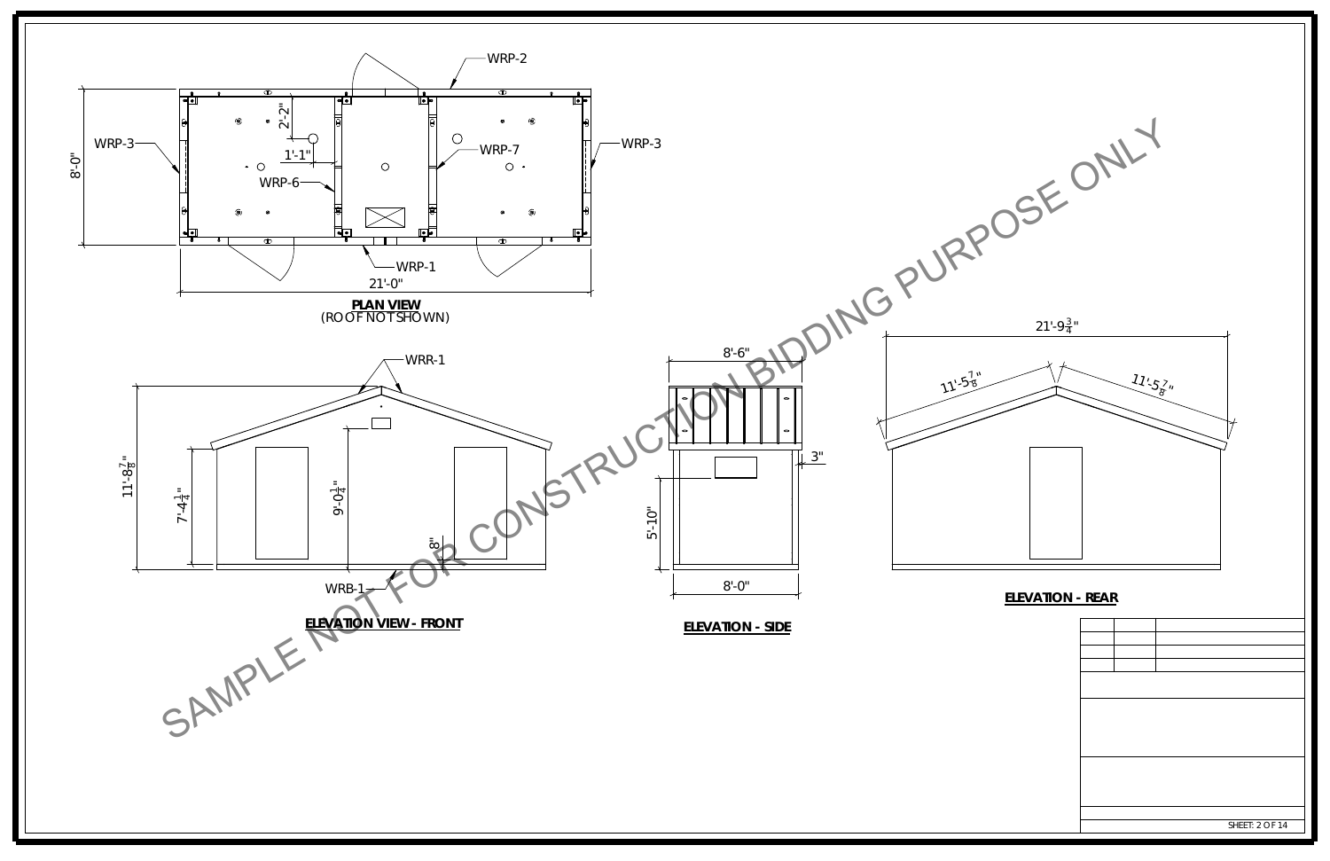SAMPLE NOT FOR CONSTRUCTION BIDDING PURPOSE ONLY

WRP-2

WRP-3

WRP-3

8'-0"

2'-2"

1'-1"

WRP-7

WRP-6

WRP-1

21'-0"

**PLAN VIEW**
(ROOF NOT SHOWN)

WRR-1

$11'-8\frac{7}{8}"$

$7'-4\frac{1}{4}"$

$9'-0\frac{1}{4}"$

8"

WRB-1

**ELEVATION VIEW - FRONT**

8'-6"

3"

5'-10"

8'-0"

**ELEVATION - SIDE**

$21'-9\frac{3}{4}"$

$11'-5\frac{7}{8}"$

$11'-5\frac{7}{8}"$

**ELEVATION - REAR**

SHEET: 2 OF 14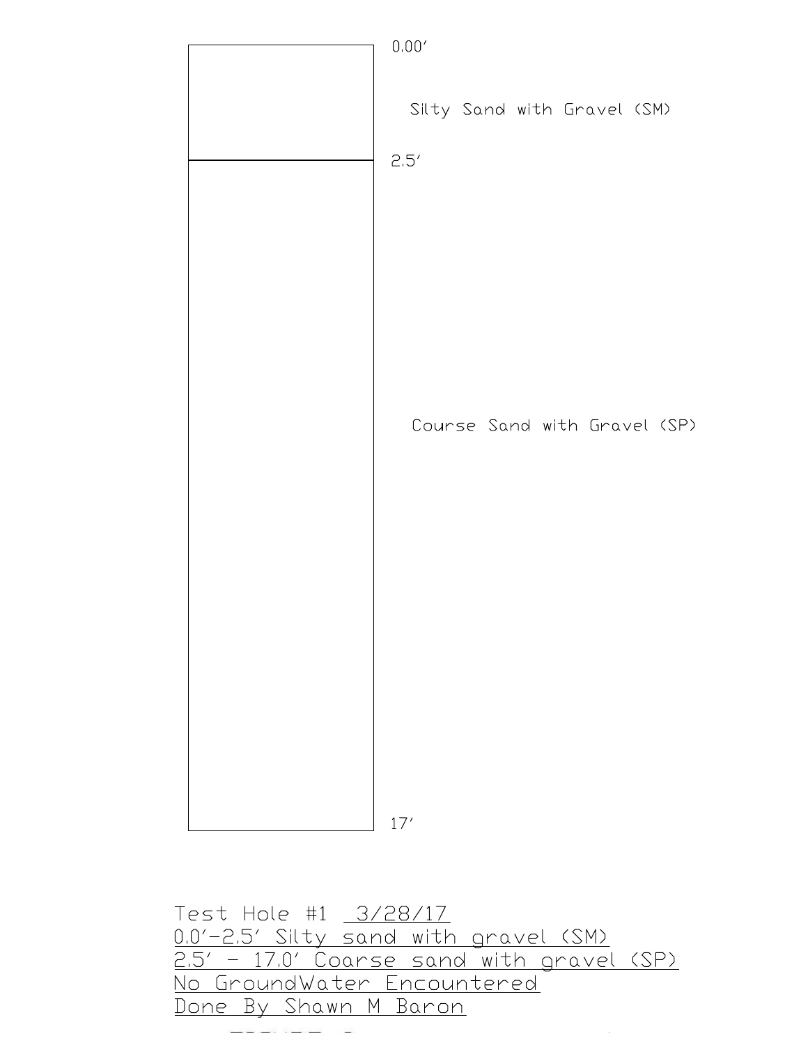0.00'

Silty Sand with Gravel (SM)

2.5'

Course Sand with Gravel (SP)

17'

Test Hole #1 3/28/17

0.0'-2.5' Silty sand with gravel (SM)

2.5' - 17.0' Coarse sand with gravel (SP)

No GroundWater Encountered

Done By Shawn M Baron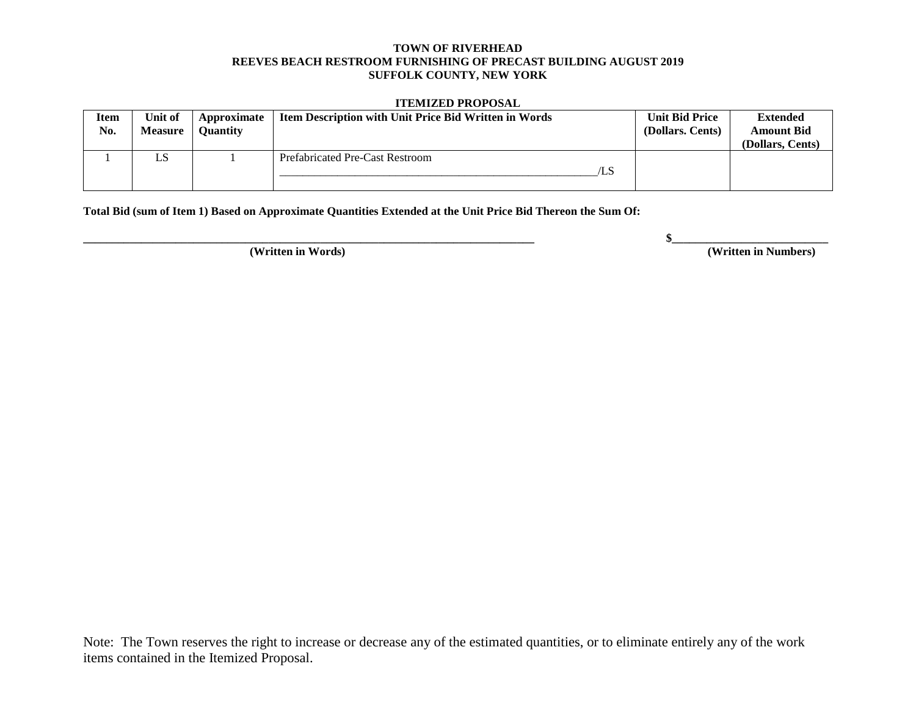**TOWN OF RIVERHEAD**
**REEVES BEACH RESTROOM FURNISHING OF PRECAST BUILDING AUGUST 2019**
**SUFFOLK COUNTY, NEW YORK**

**ITEMIZED PROPOSAL**

| Item No. | Unit of Measure | Approximate Quantity | Item Description with Unit Price Bid Written in Words | Unit Bid Price (Dollars. Cents) | Extended Amount Bid (Dollars, Cents) |
|---|---|---|---|---|---|
| 1 | LS | 1 | Prefabricated Pre-Cast Restroom<br>________________________________________________/LS | | |

**Total Bid (sum of Item 1) Based on Approximate Quantities Extended at the Unit Price Bid Thereon the Sum Of:**

**_______________________________________________________________________** **$_________________________**

**(Written in Words)** **(Written in Numbers)**

Note: The Town reserves the right to increase or decrease any of the estimated quantities, or to eliminate entirely any of the work items contained in the Itemized Proposal.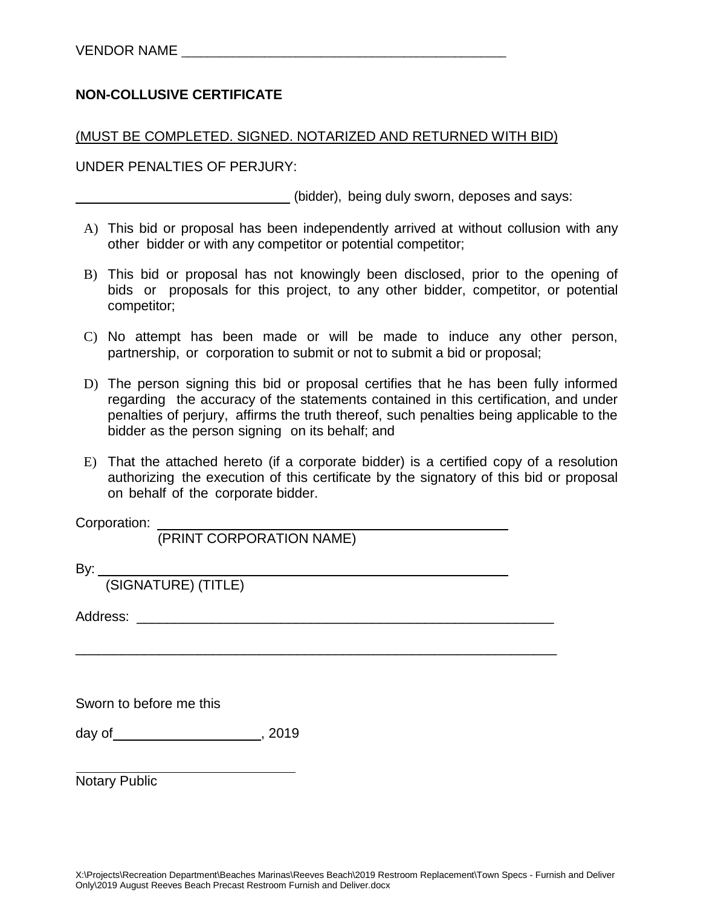VENDOR NAME ___________________________________________

**NON-COLLUSIVE CERTIFICATE**

(MUST BE COMPLETED. SIGNED. NOTARIZED AND RETURNED WITH BID)

UNDER PENALTIES OF PERJURY:

_____________________________ (bidder), being duly sworn, deposes and says:

A) This bid or proposal has been independently arrived at without collusion with any other bidder or with any competitor or potential competitor;

B) This bid or proposal has not knowingly been disclosed, prior to the opening of bids or proposals for this project, to any other bidder, competitor, or potential competitor;

C) No attempt has been made or will be made to induce any other person, partnership, or corporation to submit or not to submit a bid or proposal;

D) The person signing this bid or proposal certifies that he has been fully informed regarding the accuracy of the statements contained in this certification, and under penalties of perjury, affirms the truth thereof, such penalties being applicable to the bidder as the person signing on its behalf; and

E) That the attached hereto (if a corporate bidder) is a certified copy of a resolution authorizing the execution of this certificate by the signatory of this bid or proposal on behalf of the corporate bidder.

Corporation: ______________________________________________
(PRINT CORPORATION NAME)

By: ______________________________________________________
(SIGNATURE) (TITLE)

Address: _______________________________________________________

_________________________________________________________________

Sworn to before me this

day of ____________________, 2019

_______________________________
Notary Public

X:\Projects\Recreation Department\Beaches Marinas\Reeves Beach\2019 Restroom Replacement\Town Specs - Furnish and Deliver Only\2019 August Reeves Beach Precast Restroom Furnish and Deliver.docx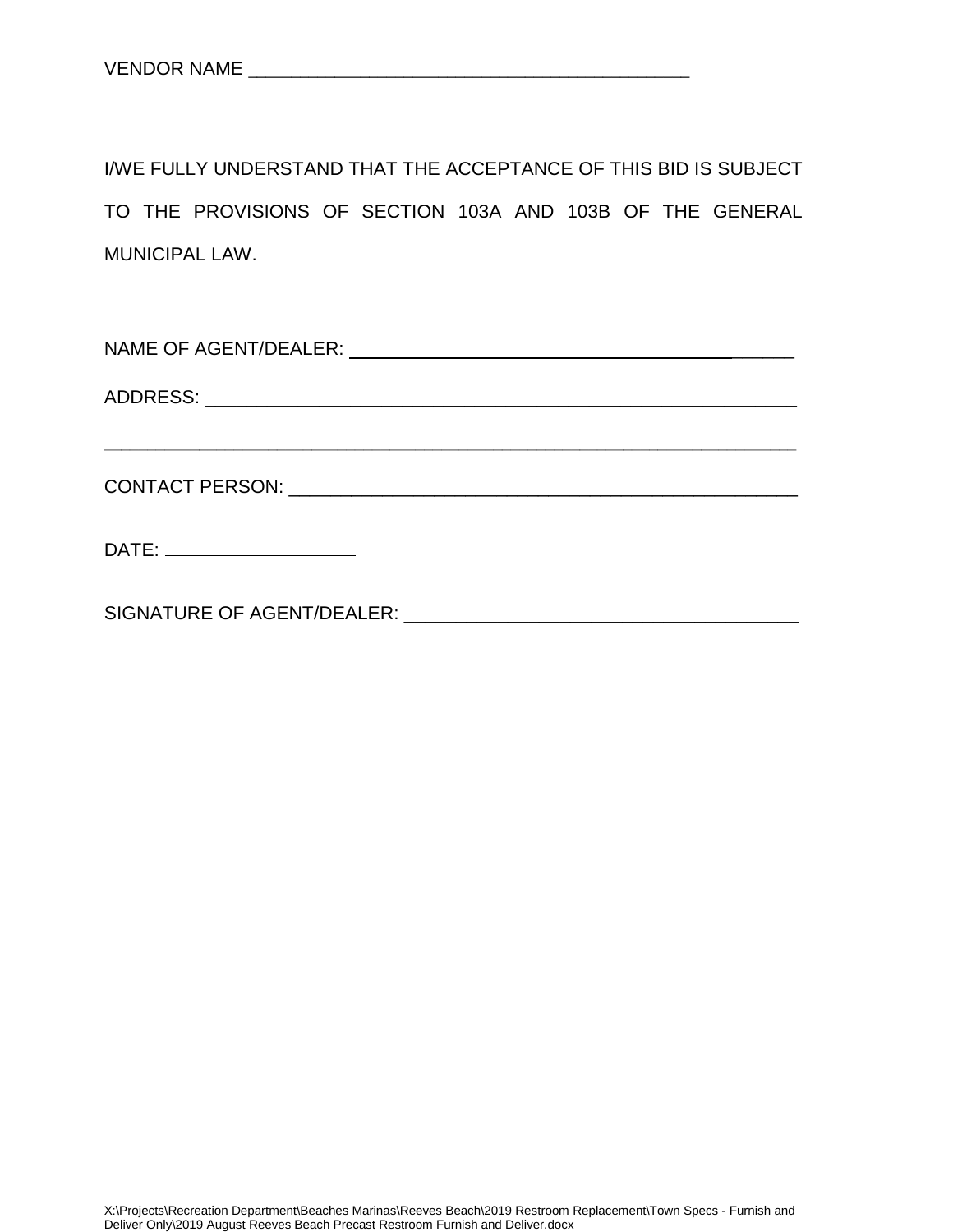VENDOR NAME ___________________________________________

I/WE FULLY UNDERSTAND THAT THE ACCEPTANCE OF THIS BID IS SUBJECT TO THE PROVISIONS OF SECTION 103A AND 103B OF THE GENERAL MUNICIPAL LAW.

NAME OF AGENT/DEALER: ____________________________________________

ADDRESS: ___________________________________________________________

___________________________________________________________________

CONTACT PERSON: ____________________________________________________

DATE: ___________________

SIGNATURE OF AGENT/DEALER: _______________________________________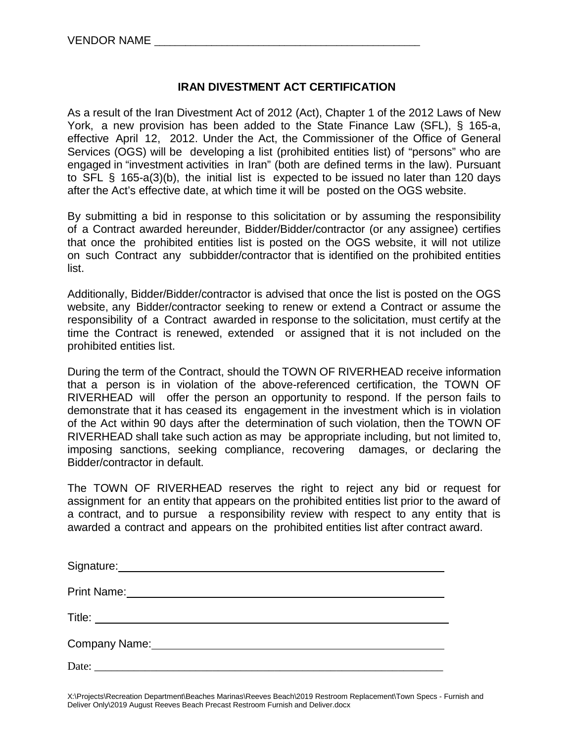VENDOR NAME ___________________________________________

## IRAN DIVESTMENT ACT CERTIFICATION

As a result of the Iran Divestment Act of 2012 (Act), Chapter 1 of the 2012 Laws of New York, a new provision has been added to the State Finance Law (SFL), § 165-a, effective April 12, 2012. Under the Act, the Commissioner of the Office of General Services (OGS) will be developing a list (prohibited entities list) of "persons" who are engaged in "investment activities in Iran" (both are defined terms in the law). Pursuant to SFL § 165-a(3)(b), the initial list is expected to be issued no later than 120 days after the Act's effective date, at which time it will be posted on the OGS website.

By submitting a bid in response to this solicitation or by assuming the responsibility of a Contract awarded hereunder, Bidder/Bidder/contractor (or any assignee) certifies that once the prohibited entities list is posted on the OGS website, it will not utilize on such Contract any subbidder/contractor that is identified on the prohibited entities list.

Additionally, Bidder/Bidder/contractor is advised that once the list is posted on the OGS website, any Bidder/contractor seeking to renew or extend a Contract or assume the responsibility of a Contract awarded in response to the solicitation, must certify at the time the Contract is renewed, extended or assigned that it is not included on the prohibited entities list.

During the term of the Contract, should the TOWN OF RIVERHEAD receive information that a person is in violation of the above-referenced certification, the TOWN OF RIVERHEAD will offer the person an opportunity to respond. If the person fails to demonstrate that it has ceased its engagement in the investment which is in violation of the Act within 90 days after the determination of such violation, then the TOWN OF RIVERHEAD shall take such action as may be appropriate including, but not limited to, imposing sanctions, seeking compliance, recovering damages, or declaring the Bidder/contractor in default.

The TOWN OF RIVERHEAD reserves the right to reject any bid or request for assignment for an entity that appears on the prohibited entities list prior to the award of a contract, and to pursue a responsibility review with respect to any entity that is awarded a contract and appears on the prohibited entities list after contract award.

Signature: ___________________________________________

Print Name: ___________________________________________

Title: ___________________________________________

Company Name: ___________________________________________

Date: ___________________________________________

X:\Projects\Recreation Department\Beaches Marinas\Reeves Beach\2019 Restroom Replacement\Town Specs - Furnish and Deliver Only\2019 August Reeves Beach Precast Restroom Furnish and Deliver.docx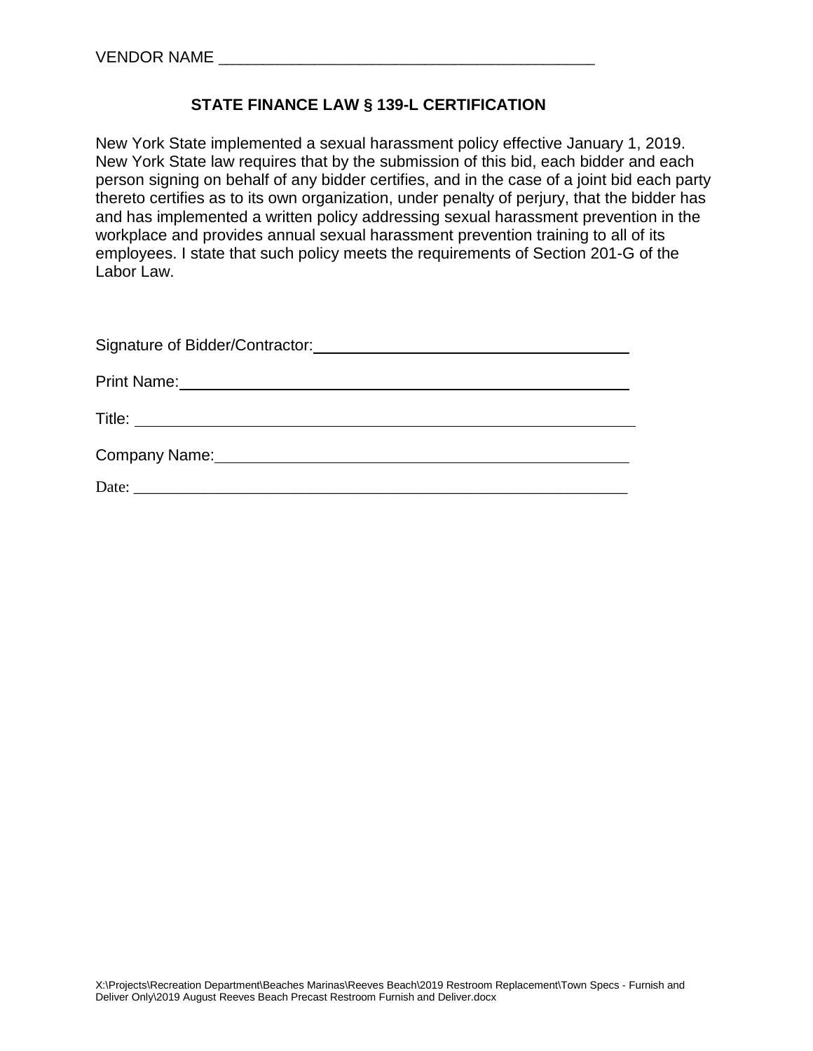VENDOR NAME ___________________________________________

## STATE FINANCE LAW § 139-L CERTIFICATION

New York State implemented a sexual harassment policy effective January 1, 2019. New York State law requires that by the submission of this bid, each bidder and each person signing on behalf of any bidder certifies, and in the case of a joint bid each party thereto certifies as to its own organization, under penalty of perjury, that the bidder has and has implemented a written policy addressing sexual harassment prevention in the workplace and provides annual sexual harassment prevention training to all of its employees. I state that such policy meets the requirements of Section 201-G of the Labor Law.

Signature of Bidder/Contractor: ____________________________________

Print Name: ____________________________________________________

Title: _________________________________________________________

Company Name: _________________________________________________

Date: _________________________________________________________

X:\Projects\Recreation Department\Beaches Marinas\Reeves Beach\2019 Restroom Replacement\Town Specs - Furnish and Deliver Only\2019 August Reeves Beach Precast Restroom Furnish and Deliver.docx